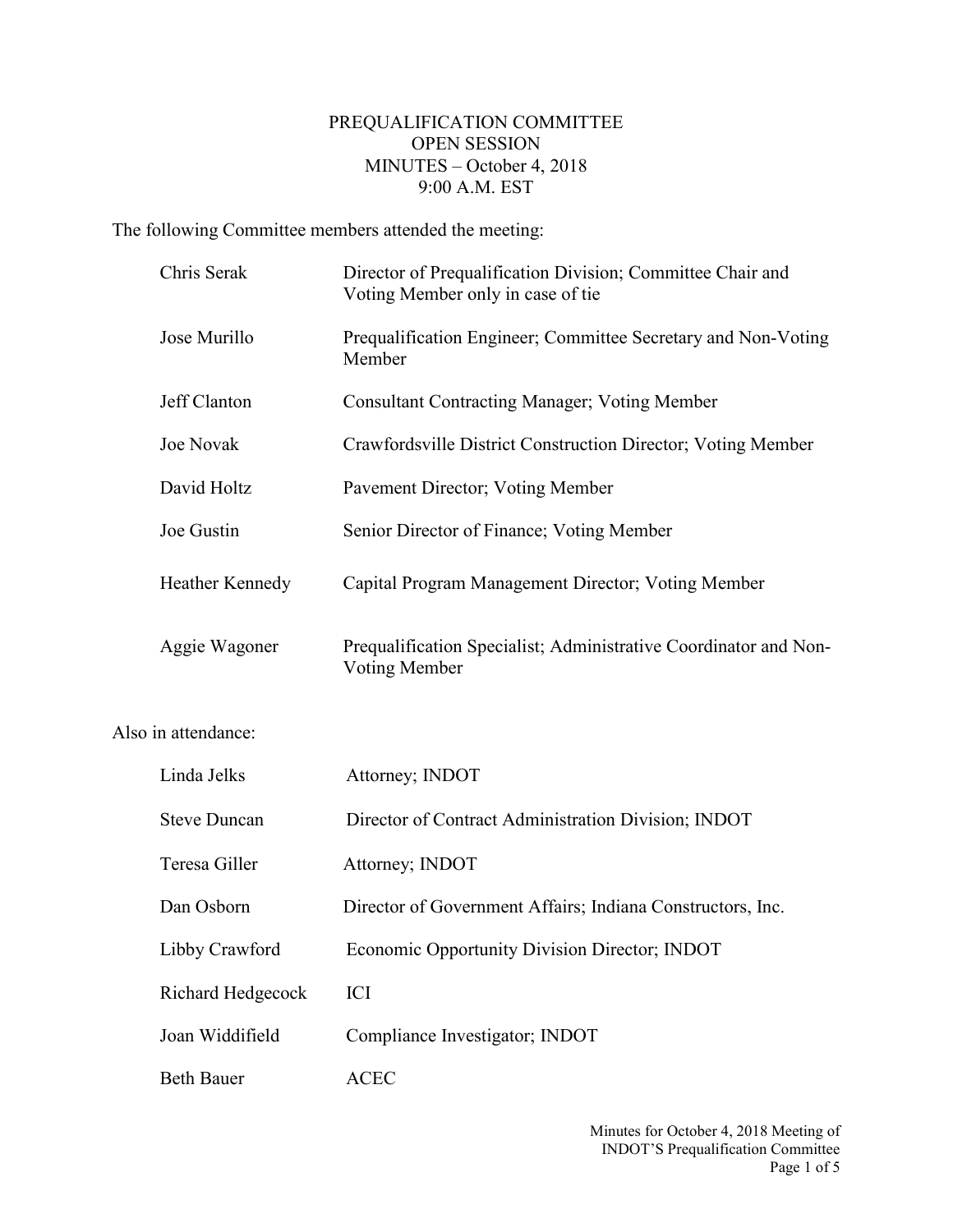# PREQUALIFICATION COMMITTEE
## OPEN SESSION
## MINUTES – October 4, 2018
## 9:00 A.M. EST

The following Committee members attended the meeting:

| | |
|---|---|
| Chris Serak | Director of Prequalification Division; Committee Chair and Voting Member only in case of tie |
| Jose Murillo | Prequalification Engineer; Committee Secretary and Non-Voting Member |
| Jeff Clanton | Consultant Contracting Manager; Voting Member |
| Joe Novak | Crawfordsville District Construction Director; Voting Member |
| David Holtz | Pavement Director; Voting Member |
| Joe Gustin | Senior Director of Finance; Voting Member |
| Heather Kennedy | Capital Program Management Director; Voting Member |
| Aggie Wagoner | Prequalification Specialist; Administrative Coordinator and Non-Voting Member |

Also in attendance:

| | |
|---|---|
| Linda Jelks | Attorney; INDOT |
| Steve Duncan | Director of Contract Administration Division; INDOT |
| Teresa Giller | Attorney; INDOT |
| Dan Osborn | Director of Government Affairs; Indiana Constructors, Inc. |
| Libby Crawford | Economic Opportunity Division Director; INDOT |
| Richard Hedgecock | ICI |
| Joan Widdifield | Compliance Investigator; INDOT |
| Beth Bauer | ACEC |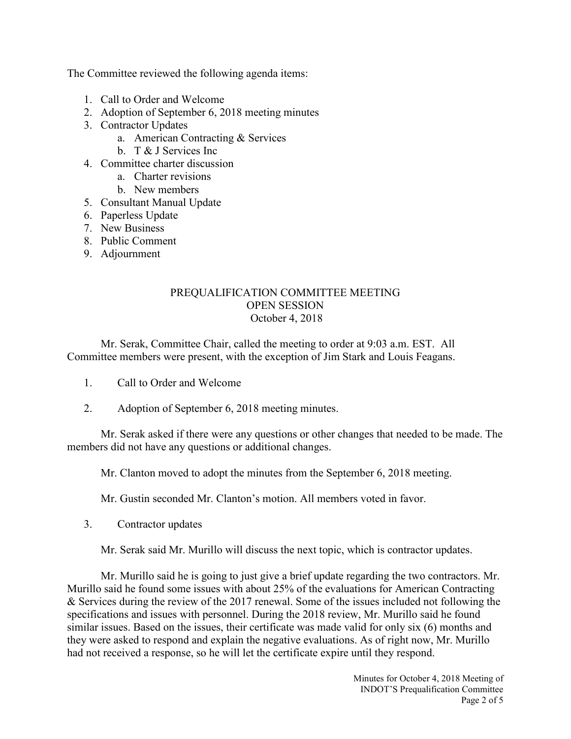The Committee reviewed the following agenda items:

1. Call to Order and Welcome
2. Adoption of September 6, 2018 meeting minutes
3. Contractor Updates
    a. American Contracting & Services
    b. T & J Services Inc
4. Committee charter discussion
    a. Charter revisions
    b. New members
5. Consultant Manual Update
6. Paperless Update
7. New Business
8. Public Comment
9. Adjournment

PREQUALIFICATION COMMITTEE MEETING
OPEN SESSION
October 4, 2018

Mr. Serak, Committee Chair, called the meeting to order at 9:03 a.m. EST. All Committee members were present, with the exception of Jim Stark and Louis Feagans.

1. Call to Order and Welcome

2. Adoption of September 6, 2018 meeting minutes.

Mr. Serak asked if there were any questions or other changes that needed to be made. The members did not have any questions or additional changes.

Mr. Clanton moved to adopt the minutes from the September 6, 2018 meeting.

Mr. Gustin seconded Mr. Clanton's motion. All members voted in favor.

3. Contractor updates

Mr. Serak said Mr. Murillo will discuss the next topic, which is contractor updates.

Mr. Murillo said he is going to just give a brief update regarding the two contractors. Mr. Murillo said he found some issues with about 25% of the evaluations for American Contracting & Services during the review of the 2017 renewal. Some of the issues included not following the specifications and issues with personnel. During the 2018 review, Mr. Murillo said he found similar issues. Based on the issues, their certificate was made valid for only six (6) months and they were asked to respond and explain the negative evaluations. As of right now, Mr. Murillo had not received a response, so he will let the certificate expire until they respond.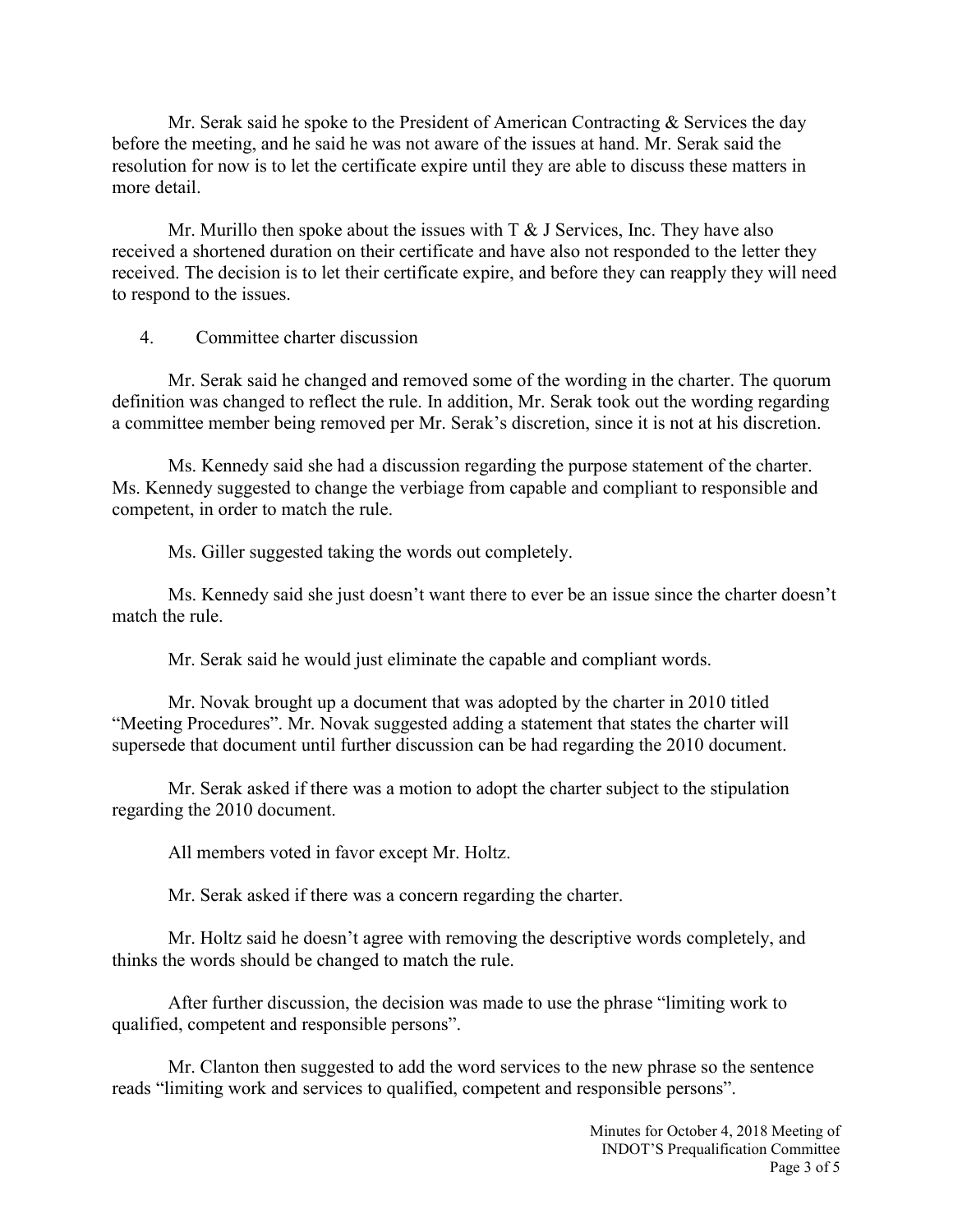Mr. Serak said he spoke to the President of American Contracting & Services the day before the meeting, and he said he was not aware of the issues at hand. Mr. Serak said the resolution for now is to let the certificate expire until they are able to discuss these matters in more detail.

Mr. Murillo then spoke about the issues with T & J Services, Inc. They have also received a shortened duration on their certificate and have also not responded to the letter they received. The decision is to let their certificate expire, and before they can reapply they will need to respond to the issues.

4. Committee charter discussion

Mr. Serak said he changed and removed some of the wording in the charter. The quorum definition was changed to reflect the rule. In addition, Mr. Serak took out the wording regarding a committee member being removed per Mr. Serak's discretion, since it is not at his discretion.

Ms. Kennedy said she had a discussion regarding the purpose statement of the charter. Ms. Kennedy suggested to change the verbiage from capable and compliant to responsible and competent, in order to match the rule.

Ms. Giller suggested taking the words out completely.

Ms. Kennedy said she just doesn't want there to ever be an issue since the charter doesn't match the rule.

Mr. Serak said he would just eliminate the capable and compliant words.

Mr. Novak brought up a document that was adopted by the charter in 2010 titled "Meeting Procedures". Mr. Novak suggested adding a statement that states the charter will supersede that document until further discussion can be had regarding the 2010 document.

Mr. Serak asked if there was a motion to adopt the charter subject to the stipulation regarding the 2010 document.

All members voted in favor except Mr. Holtz.

Mr. Serak asked if there was a concern regarding the charter.

Mr. Holtz said he doesn't agree with removing the descriptive words completely, and thinks the words should be changed to match the rule.

After further discussion, the decision was made to use the phrase "limiting work to qualified, competent and responsible persons".

Mr. Clanton then suggested to add the word services to the new phrase so the sentence reads "limiting work and services to qualified, competent and responsible persons".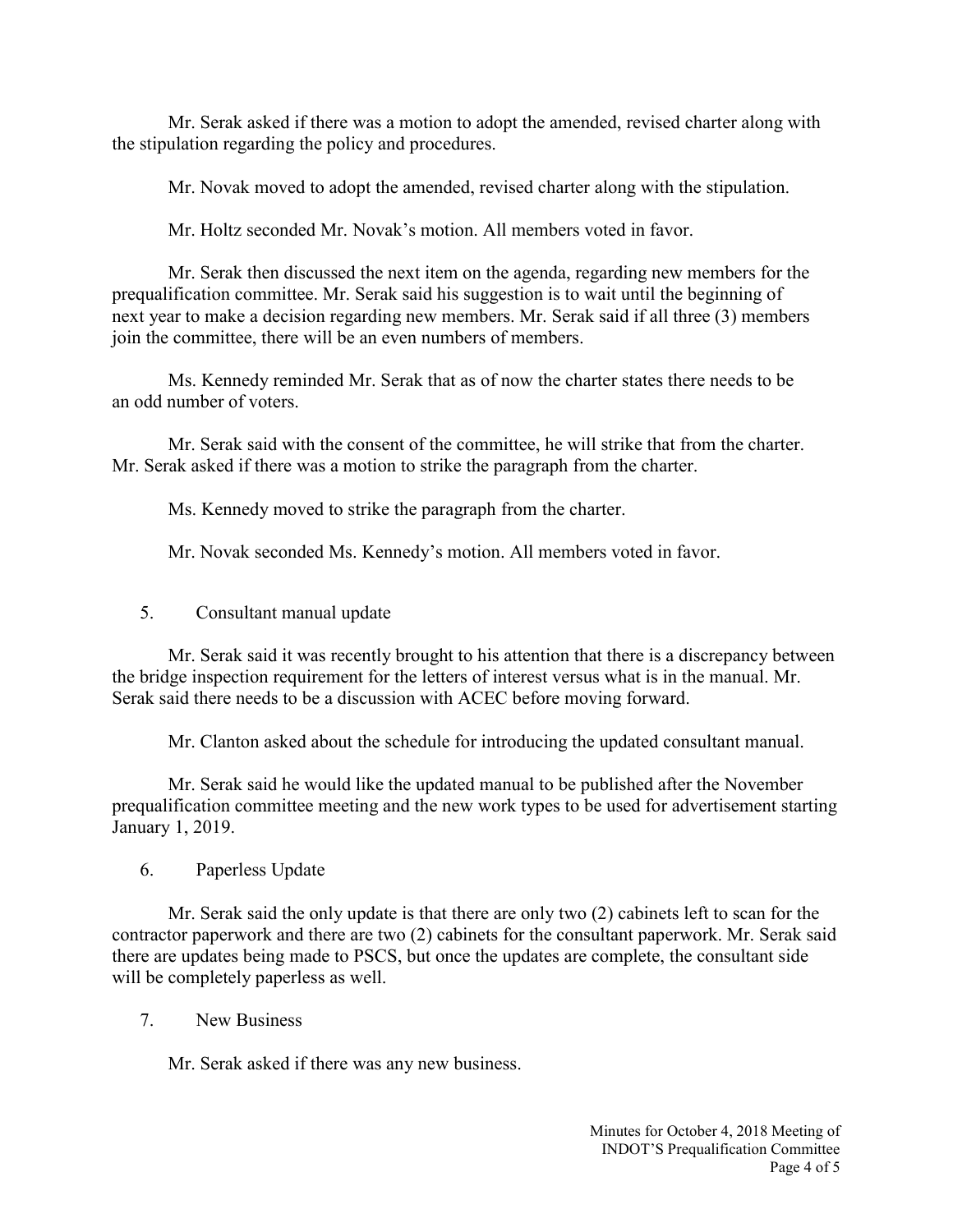Mr. Serak asked if there was a motion to adopt the amended, revised charter along with the stipulation regarding the policy and procedures.

Mr. Novak moved to adopt the amended, revised charter along with the stipulation.

Mr. Holtz seconded Mr. Novak's motion. All members voted in favor.

Mr. Serak then discussed the next item on the agenda, regarding new members for the prequalification committee. Mr. Serak said his suggestion is to wait until the beginning of next year to make a decision regarding new members. Mr. Serak said if all three (3) members join the committee, there will be an even numbers of members.

Ms. Kennedy reminded Mr. Serak that as of now the charter states there needs to be an odd number of voters.

Mr. Serak said with the consent of the committee, he will strike that from the charter. Mr. Serak asked if there was a motion to strike the paragraph from the charter.

Ms. Kennedy moved to strike the paragraph from the charter.

Mr. Novak seconded Ms. Kennedy's motion. All members voted in favor.

5. Consultant manual update

Mr. Serak said it was recently brought to his attention that there is a discrepancy between the bridge inspection requirement for the letters of interest versus what is in the manual. Mr. Serak said there needs to be a discussion with ACEC before moving forward.

Mr. Clanton asked about the schedule for introducing the updated consultant manual.

Mr. Serak said he would like the updated manual to be published after the November prequalification committee meeting and the new work types to be used for advertisement starting January 1, 2019.

6. Paperless Update

Mr. Serak said the only update is that there are only two (2) cabinets left to scan for the contractor paperwork and there are two (2) cabinets for the consultant paperwork. Mr. Serak said there are updates being made to PSCS, but once the updates are complete, the consultant side will be completely paperless as well.

7. New Business

Mr. Serak asked if there was any new business.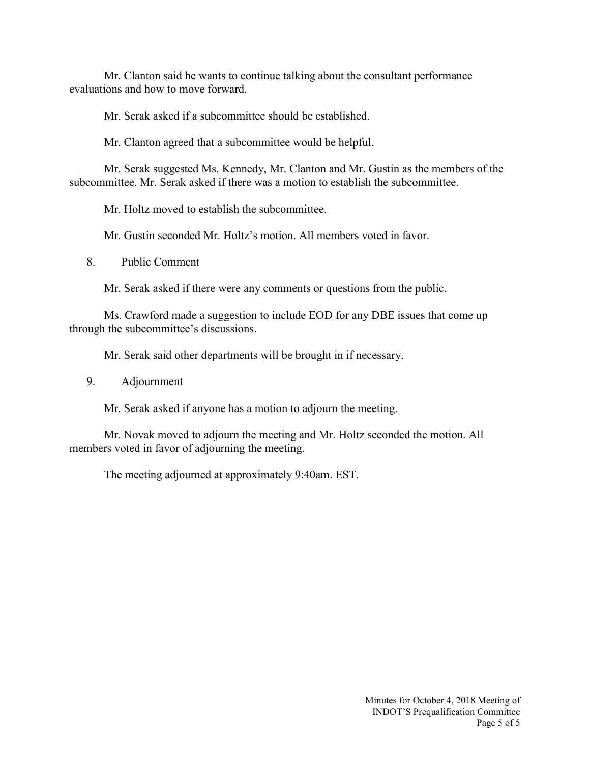Mr. Clanton said he wants to continue talking about the consultant performance evaluations and how to move forward.

Mr. Serak asked if a subcommittee should be established.

Mr. Clanton agreed that a subcommittee would be helpful.

Mr. Serak suggested Ms. Kennedy, Mr. Clanton and Mr. Gustin as the members of the subcommittee. Mr. Serak asked if there was a motion to establish the subcommittee.

Mr. Holtz moved to establish the subcommittee.

Mr. Gustin seconded Mr. Holtz's motion. All members voted in favor.

8. Public Comment

Mr. Serak asked if there were any comments or questions from the public.

Ms. Crawford made a suggestion to include EOD for any DBE issues that come up through the subcommittee's discussions.

Mr. Serak said other departments will be brought in if necessary.

9. Adjournment

Mr. Serak asked if anyone has a motion to adjourn the meeting.

Mr. Novak moved to adjourn the meeting and Mr. Holtz seconded the motion. All members voted in favor of adjourning the meeting.

The meeting adjourned at approximately 9:40am. EST.